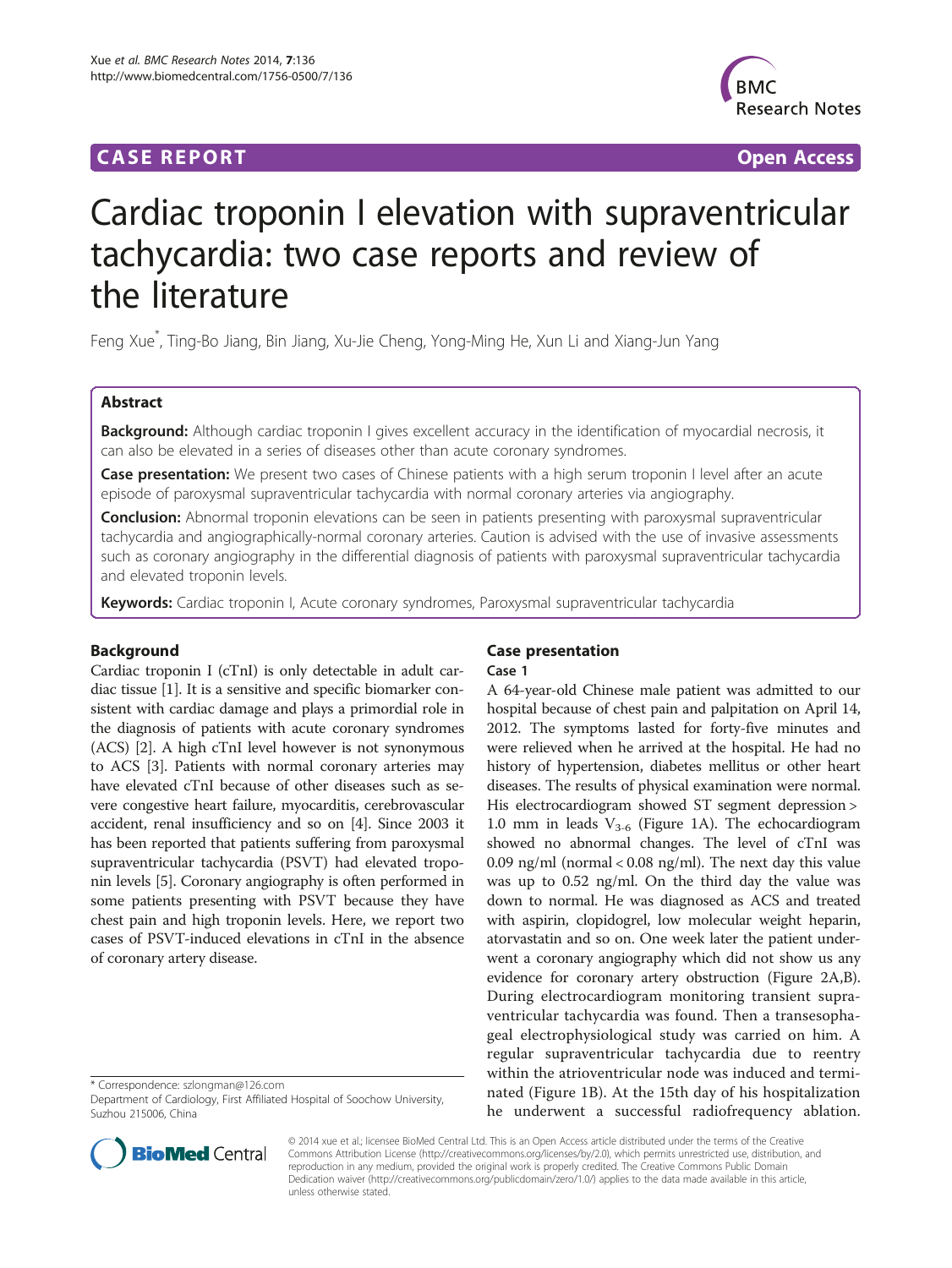CASE REPORT Open Access

# Cardiac troponin I elevation with supraventricular tachycardia: two case reports and review of the literature

Feng Xue*, Ting-Bo Jiang, Bin Jiang, Xu-Jie Cheng, Yong-Ming He, Xun Li and Xiang-Jun Yang

## Abstract

**Background:** Although cardiac troponin I gives excellent accuracy in the identification of myocardial necrosis, it can also be elevated in a series of diseases other than acute coronary syndromes.

**Case presentation:** We present two cases of Chinese patients with a high serum troponin I level after an acute episode of paroxysmal supraventricular tachycardia with normal coronary arteries via angiography.

**Conclusion:** Abnormal troponin elevations can be seen in patients presenting with paroxysmal supraventricular tachycardia and angiographically-normal coronary arteries. Caution is advised with the use of invasive assessments such as coronary angiography in the differential diagnosis of patients with paroxysmal supraventricular tachycardia and elevated troponin levels.

**Keywords:** Cardiac troponin I, Acute coronary syndromes, Paroxysmal supraventricular tachycardia

## Background

Cardiac troponin I (cTnI) is only detectable in adult cardiac tissue [1]. It is a sensitive and specific biomarker consistent with cardiac damage and plays a primordial role in the diagnosis of patients with acute coronary syndromes (ACS) [2]. A high cTnI level however is not synonymous to ACS [3]. Patients with normal coronary arteries may have elevated cTnI because of other diseases such as severe congestive heart failure, myocarditis, cerebrovascular accident, renal insufficiency and so on [4]. Since 2003 it has been reported that patients suffering from paroxysmal supraventricular tachycardia (PSVT) had elevated troponin levels [5]. Coronary angiography is often performed in some patients presenting with PSVT because they have chest pain and high troponin levels. Here, we report two cases of PSVT-induced elevations in cTnI in the absence of coronary artery disease.

## Case presentation

### Case 1

A 64-year-old Chinese male patient was admitted to our hospital because of chest pain and palpitation on April 14, 2012. The symptoms lasted for forty-five minutes and were relieved when he arrived at the hospital. He had no history of hypertension, diabetes mellitus or other heart diseases. The results of physical examination were normal. His electrocardiogram showed ST segment depression > 1.0 mm in leads $V_{3-6}$ (Figure 1A). The echocardiogram showed no abnormal changes. The level of cTnI was 0.09 ng/ml (normal < 0.08 ng/ml). The next day this value was up to 0.52 ng/ml. On the third day the value was down to normal. He was diagnosed as ACS and treated with aspirin, clopidogrel, low molecular weight heparin, atorvastatin and so on. One week later the patient underwent a coronary angiography which did not show us any evidence for coronary artery obstruction (Figure 2A,B). During electrocardiogram monitoring transient supraventricular tachycardia was found. Then a transesophageal electrophysiological study was carried on him. A regular supraventricular tachycardia due to reentry within the atrioventricular node was induced and terminated (Figure 1B). At the 15th day of his hospitalization he underwent a successful radiofrequency ablation.

\* Correspondence: szlongman@126.com
Department of Cardiology, First Affiliated Hospital of Soochow University, Suzhou 215006, China

© 2014 xue et al.; licensee BioMed Central Ltd. This is an Open Access article distributed under the terms of the Creative Commons Attribution License (http://creativecommons.org/licenses/by/2.0), which permits unrestricted use, distribution, and reproduction in any medium, provided the original work is properly credited. The Creative Commons Public Domain Dedication waiver (http://creativecommons.org/publicdomain/zero/1.0/) applies to the data made available in this article, unless otherwise stated.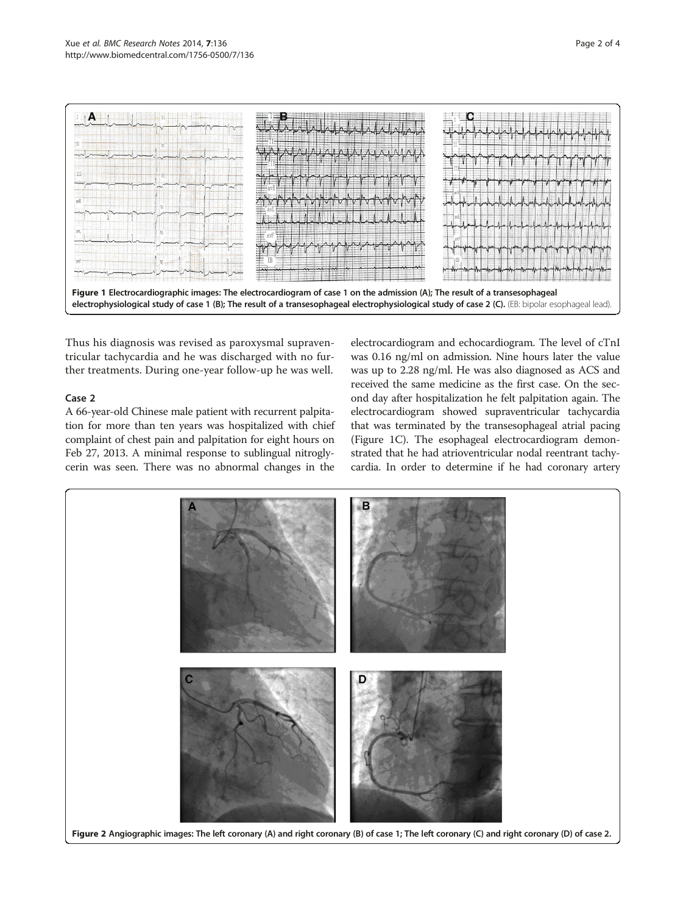Figure 1 Electrocardiographic images: The electrocardiogram of case 1 on the admission (A); The result of a transesophageal electrophysiological study of case 1 (B); The result of a transesophageal electrophysiological study of case 2 (C). (EB: bipolar esophageal lead).

Thus his diagnosis was revised as paroxysmal supraventricular tachycardia and he was discharged with no further treatments. During one-year follow-up he was well.

### Case 2

A 66-year-old Chinese male patient with recurrent palpitation for more than ten years was hospitalized with chief complaint of chest pain and palpitation for eight hours on Feb 27, 2013. A minimal response to sublingual nitroglycerin was seen. There was no abnormal changes in the electrocardiogram and echocardiogram. The level of cTnI was 0.16 ng/ml on admission. Nine hours later the value was up to 2.28 ng/ml. He was also diagnosed as ACS and received the same medicine as the first case. On the second day after hospitalization he felt palpitation again. The electrocardiogram showed supraventricular tachycardia that was terminated by the transesophageal atrial pacing (Figure 1C). The esophageal electrocardiogram demonstrated that he had atrioventricular nodal reentrant tachycardia. In order to determine if he had coronary artery

Figure 2 Angiographic images: The left coronary (A) and right coronary (B) of case 1; The left coronary (C) and right coronary (D) of case 2.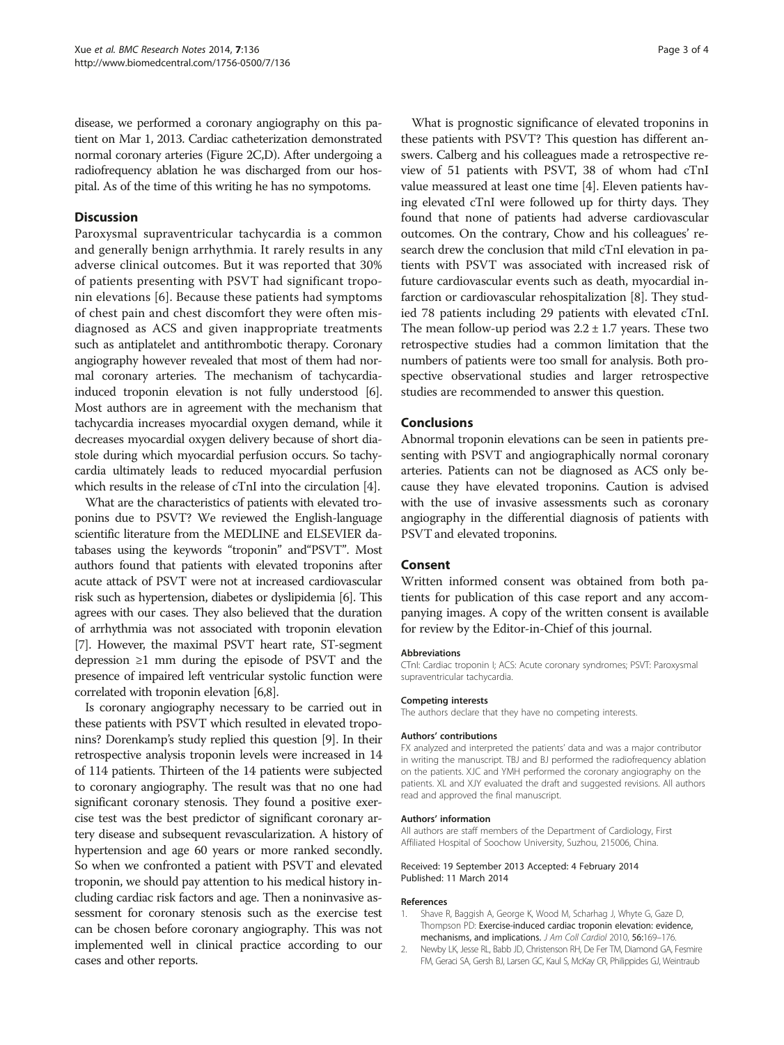disease, we performed a coronary angiography on this patient on Mar 1, 2013. Cardiac catheterization demonstrated normal coronary arteries (Figure 2C,D). After undergoing a radiofrequency ablation he was discharged from our hospital. As of the time of this writing he has no sympotoms.

## Discussion

Paroxysmal supraventricular tachycardia is a common and generally benign arrhythmia. It rarely results in any adverse clinical outcomes. But it was reported that 30% of patients presenting with PSVT had significant troponin elevations [6]. Because these patients had symptoms of chest pain and chest discomfort they were often misdiagnosed as ACS and given inappropriate treatments such as antiplatelet and antithrombotic therapy. Coronary angiography however revealed that most of them had normal coronary arteries. The mechanism of tachycardia-induced troponin elevation is not fully understood [6]. Most authors are in agreement with the mechanism that tachycardia increases myocardial oxygen demand, while it decreases myocardial oxygen delivery because of short diastole during which myocardial perfusion occurs. So tachycardia ultimately leads to reduced myocardial perfusion which results in the release of cTnI into the circulation [4].

What are the characteristics of patients with elevated troponins due to PSVT? We reviewed the English-language scientific literature from the MEDLINE and ELSEVIER databases using the keywords "troponin" and"PSVT". Most authors found that patients with elevated troponins after acute attack of PSVT were not at increased cardiovascular risk such as hypertension, diabetes or dyslipidemia [6]. This agrees with our cases. They also believed that the duration of arrhythmia was not associated with troponin elevation [7]. However, the maximal PSVT heart rate, ST-segment depression ≥1 mm during the episode of PSVT and the presence of impaired left ventricular systolic function were correlated with troponin elevation [6,8].

Is coronary angiography necessary to be carried out in these patients with PSVT which resulted in elevated troponins? Dorenkamp's study replied this question [9]. In their retrospective analysis troponin levels were increased in 14 of 114 patients. Thirteen of the 14 patients were subjected to coronary angiography. The result was that no one had significant coronary stenosis. They found a positive exercise test was the best predictor of significant coronary artery disease and subsequent revascularization. A history of hypertension and age 60 years or more ranked secondly. So when we confronted a patient with PSVT and elevated troponin, we should pay attention to his medical history including cardiac risk factors and age. Then a noninvasive assessment for coronary stenosis such as the exercise test can be chosen before coronary angiography. This was not implemented well in clinical practice according to our cases and other reports.

What is prognostic significance of elevated troponins in these patients with PSVT? This question has different answers. Calberg and his colleagues made a retrospective review of 51 patients with PSVT, 38 of whom had cTnI value meassured at least one time [4]. Eleven patients having elevated cTnI were followed up for thirty days. They found that none of patients had adverse cardiovascular outcomes. On the contrary, Chow and his colleagues' research drew the conclusion that mild cTnI elevation in patients with PSVT was associated with increased risk of future cardiovascular events such as death, myocardial infarction or cardiovascular rehospitalization [8]. They studied 78 patients including 29 patients with elevated cTnI. The mean follow-up period was 2.2 ± 1.7 years. These two retrospective studies had a common limitation that the numbers of patients were too small for analysis. Both prospective observational studies and larger retrospective studies are recommended to answer this question.

## Conclusions

Abnormal troponin elevations can be seen in patients presenting with PSVT and angiographically normal coronary arteries. Patients can not be diagnosed as ACS only because they have elevated troponins. Caution is advised with the use of invasive assessments such as coronary angiography in the differential diagnosis of patients with PSVT and elevated troponins.

## Consent

Written informed consent was obtained from both patients for publication of this case report and any accompanying images. A copy of the written consent is available for review by the Editor-in-Chief of this journal.

#### Abbreviations

CTnI: Cardiac troponin I; ACS: Acute coronary syndromes; PSVT: Paroxysmal supraventricular tachycardia.

#### Competing interests

The authors declare that they have no competing interests.

#### Authors' contributions

FX analyzed and interpreted the patients' data and was a major contributor in writing the manuscript. TBJ and BJ performed the radiofrequency ablation on the patients. XJC and YMH performed the coronary angiography on the patients. XL and XJY evaluated the draft and suggested revisions. All authors read and approved the final manuscript.

#### Authors' information

All authors are staff members of the Department of Cardiology, First Affiliated Hospital of Soochow University, Suzhou, 215006, China.

Received: 19 September 2013 Accepted: 4 February 2014
Published: 11 March 2014

#### References

1. Shave R, Baggish A, George K, Wood M, Scharhag J, Whyte G, Gaze D, Thompson PD: **Exercise-induced cardiac troponin elevation: evidence, mechanisms, and implications.** *J Am Coll Cardiol* 2010, **56**:169–176.
2. Newby LK, Jesse RL, Babb JD, Christenson RH, De Fer TM, Diamond GA, Fesmire FM, Geraci SA, Gersh BJ, Larsen GC, Kaul S, McKay CR, Philippides GJ, Weintraub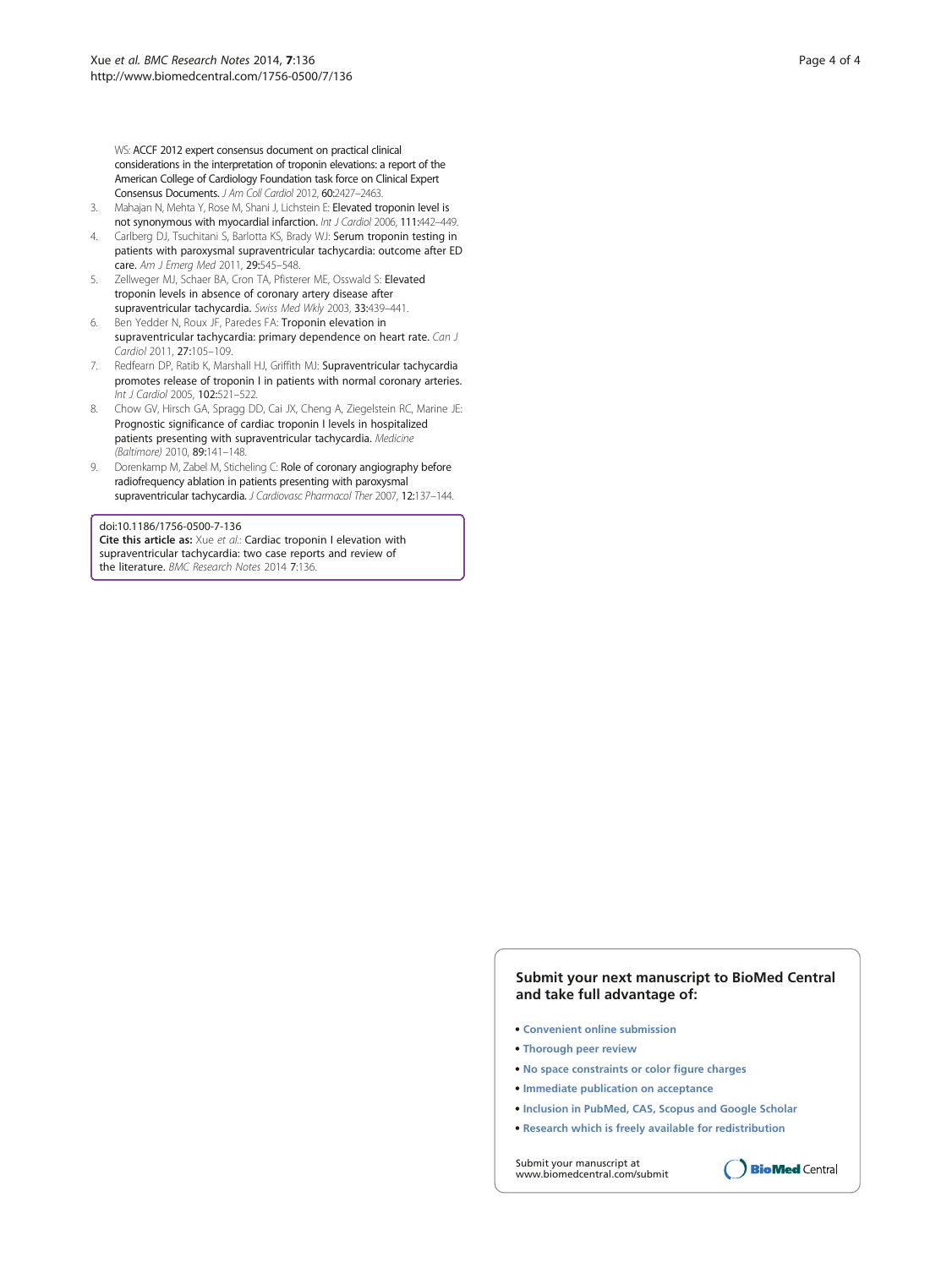WS: ACCF 2012 expert consensus document on practical clinical considerations in the interpretation of troponin elevations: a report of the American College of Cardiology Foundation task force on Clinical Expert Consensus Documents. *J Am Coll Cardiol* 2012, **60:**2427–2463.

3. Mahajan N, Mehta Y, Rose M, Shani J, Lichstein E: Elevated troponin level is not synonymous with myocardial infarction. *Int J Cardiol* 2006, **111:**442–449.
4. Carlberg DJ, Tsuchitani S, Barlotta KS, Brady WJ: Serum troponin testing in patients with paroxysmal supraventricular tachycardia: outcome after ED care. *Am J Emerg Med* 2011, **29:**545–548.
5. Zellweger MJ, Schaer BA, Cron TA, Pfisterer ME, Osswald S: Elevated troponin levels in absence of coronary artery disease after supraventricular tachycardia. *Swiss Med Wkly* 2003, **33:**439–441.
6. Ben Yedder N, Roux JF, Paredes FA: Troponin elevation in supraventricular tachycardia: primary dependence on heart rate. *Can J Cardiol* 2011, **27:**105–109.
7. Redfearn DP, Ratib K, Marshall HJ, Griffith MJ: Supraventricular tachycardia promotes release of troponin I in patients with normal coronary arteries. *Int J Cardiol* 2005, **102:**521–522.
8. Chow GV, Hirsch GA, Spragg DD, Cai JX, Cheng A, Ziegelstein RC, Marine JE: Prognostic significance of cardiac troponin I levels in hospitalized patients presenting with supraventricular tachycardia. *Medicine (Baltimore)* 2010, **89:**141–148.
9. Dorenkamp M, Zabel M, Sticheling C: Role of coronary angiography before radiofrequency ablation in patients presenting with paroxysmal supraventricular tachycardia. *J Cardiovasc Pharmacol Ther* 2007, **12:**137–144.

doi:10.1186/1756-0500-7-136

**Cite this article as:** Xue *et al.*: Cardiac troponin I elevation with supraventricular tachycardia: two case reports and review of the literature. *BMC Research Notes* 2014 **7**:136.

**Submit your next manuscript to BioMed Central and take full advantage of:**

- **Convenient online submission**
- **Thorough peer review**
- **No space constraints or color figure charges**
- **Immediate publication on acceptance**
- **Inclusion in PubMed, CAS, Scopus and Google Scholar**
- **Research which is freely available for redistribution**

Submit your manuscript at
www.biomedcentral.com/submit

BioMed Central